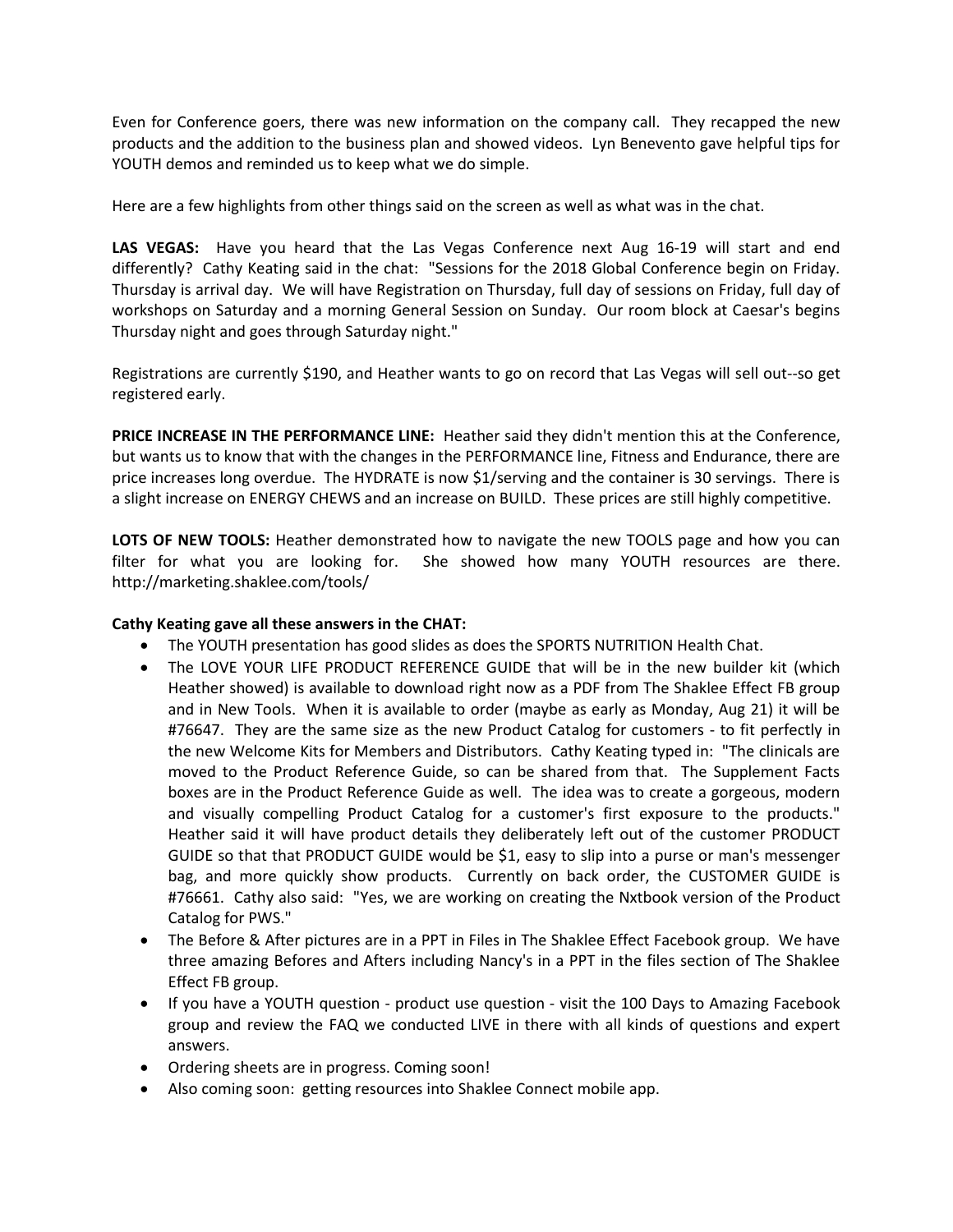Even for Conference goers, there was new information on the company call. They recapped the new products and the addition to the business plan and showed videos. Lyn Benevento gave helpful tips for YOUTH demos and reminded us to keep what we do simple.

Here are a few highlights from other things said on the screen as well as what was in the chat.

**LAS VEGAS:** Have you heard that the Las Vegas Conference next Aug 16-19 will start and end differently? Cathy Keating said in the chat: "Sessions for the 2018 Global Conference begin on Friday. Thursday is arrival day. We will have Registration on Thursday, full day of sessions on Friday, full day of workshops on Saturday and a morning General Session on Sunday. Our room block at Caesar's begins Thursday night and goes through Saturday night."

Registrations are currently $190, and Heather wants to go on record that Las Vegas will sell out--so get registered early.

**PRICE INCREASE IN THE PERFORMANCE LINE:** Heather said they didn't mention this at the Conference, but wants us to know that with the changes in the PERFORMANCE line, Fitness and Endurance, there are price increases long overdue. The HYDRATE is now $1/serving and the container is 30 servings. There is a slight increase on ENERGY CHEWS and an increase on BUILD. These prices are still highly competitive.

**LOTS OF NEW TOOLS:** Heather demonstrated how to navigate the new TOOLS page and how you can filter for what you are looking for. She showed how many YOUTH resources are there. http://marketing.shaklee.com/tools/

**Cathy Keating gave all these answers in the CHAT:**

- The YOUTH presentation has good slides as does the SPORTS NUTRITION Health Chat.
- The LOVE YOUR LIFE PRODUCT REFERENCE GUIDE that will be in the new builder kit (which Heather showed) is available to download right now as a PDF from The Shaklee Effect FB group and in New Tools. When it is available to order (maybe as early as Monday, Aug 21) it will be #76647. They are the same size as the new Product Catalog for customers - to fit perfectly in the new Welcome Kits for Members and Distributors. Cathy Keating typed in: "The clinicals are moved to the Product Reference Guide, so can be shared from that. The Supplement Facts boxes are in the Product Reference Guide as well. The idea was to create a gorgeous, modern and visually compelling Product Catalog for a customer's first exposure to the products." Heather said it will have product details they deliberately left out of the customer PRODUCT GUIDE so that that PRODUCT GUIDE would be $1, easy to slip into a purse or man's messenger bag, and more quickly show products. Currently on back order, the CUSTOMER GUIDE is #76661. Cathy also said: "Yes, we are working on creating the Nxtbook version of the Product Catalog for PWS."
- The Before & After pictures are in a PPT in Files in The Shaklee Effect Facebook group. We have three amazing Befores and Afters including Nancy's in a PPT in the files section of The Shaklee Effect FB group.
- If you have a YOUTH question - product use question - visit the 100 Days to Amazing Facebook group and review the FAQ we conducted LIVE in there with all kinds of questions and expert answers.
- Ordering sheets are in progress. Coming soon!
- Also coming soon: getting resources into Shaklee Connect mobile app.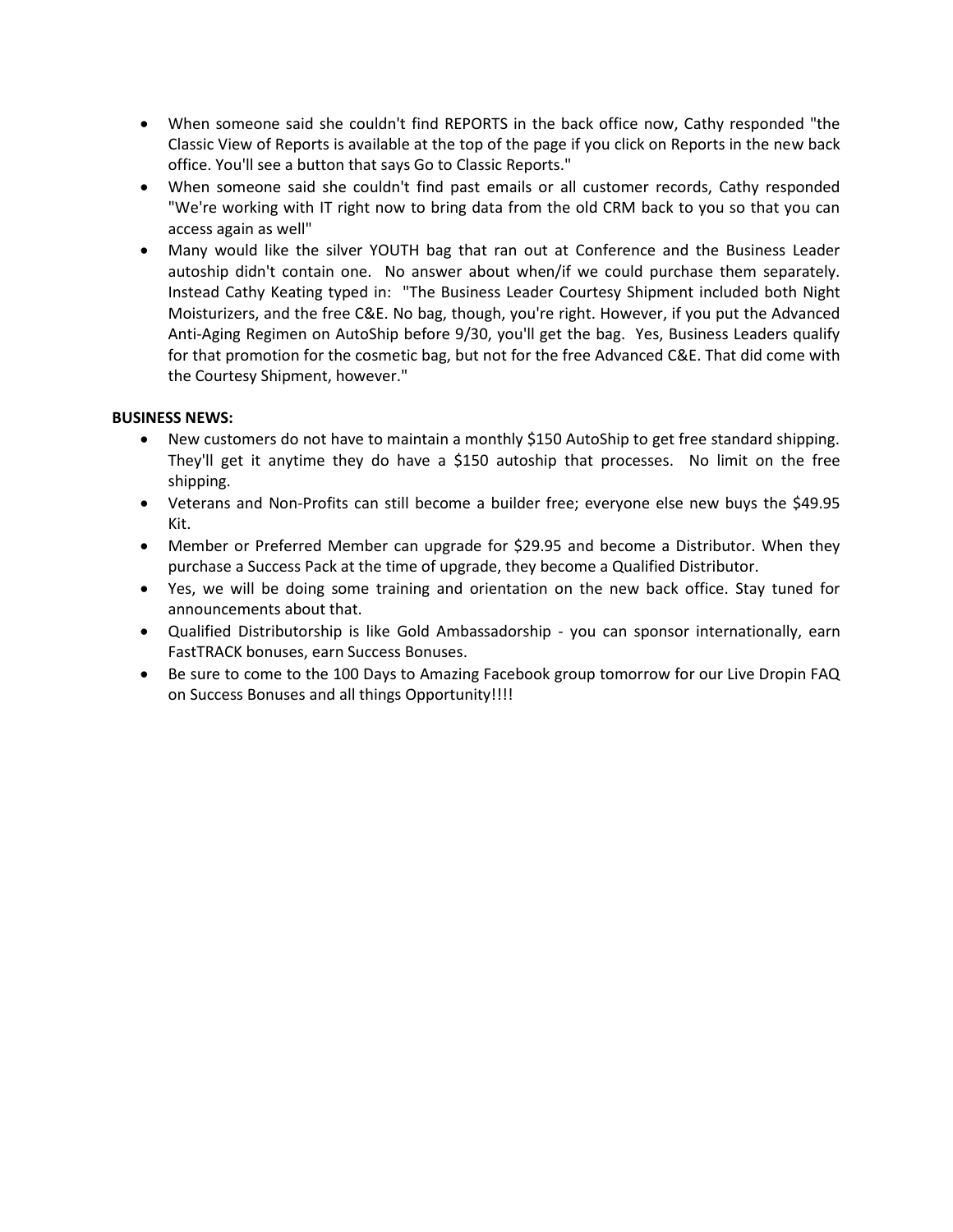- When someone said she couldn't find REPORTS in the back office now, Cathy responded "the Classic View of Reports is available at the top of the page if you click on Reports in the new back office. You'll see a button that says Go to Classic Reports."
- When someone said she couldn't find past emails or all customer records, Cathy responded "We're working with IT right now to bring data from the old CRM back to you so that you can access again as well"
- Many would like the silver YOUTH bag that ran out at Conference and the Business Leader autoship didn't contain one. No answer about when/if we could purchase them separately. Instead Cathy Keating typed in: "The Business Leader Courtesy Shipment included both Night Moisturizers, and the free C&E. No bag, though, you're right. However, if you put the Advanced Anti-Aging Regimen on AutoShip before 9/30, you'll get the bag. Yes, Business Leaders qualify for that promotion for the cosmetic bag, but not for the free Advanced C&E. That did come with the Courtesy Shipment, however."

**BUSINESS NEWS:**

- New customers do not have to maintain a monthly $150 AutoShip to get free standard shipping. They'll get it anytime they do have a $150 autoship that processes. No limit on the free shipping.
- Veterans and Non-Profits can still become a builder free; everyone else new buys the $49.95 Kit.
- Member or Preferred Member can upgrade for $29.95 and become a Distributor. When they purchase a Success Pack at the time of upgrade, they become a Qualified Distributor.
- Yes, we will be doing some training and orientation on the new back office. Stay tuned for announcements about that.
- Qualified Distributorship is like Gold Ambassadorship - you can sponsor internationally, earn FastTRACK bonuses, earn Success Bonuses.
- Be sure to come to the 100 Days to Amazing Facebook group tomorrow for our Live Dropin FAQ on Success Bonuses and all things Opportunity!!!!